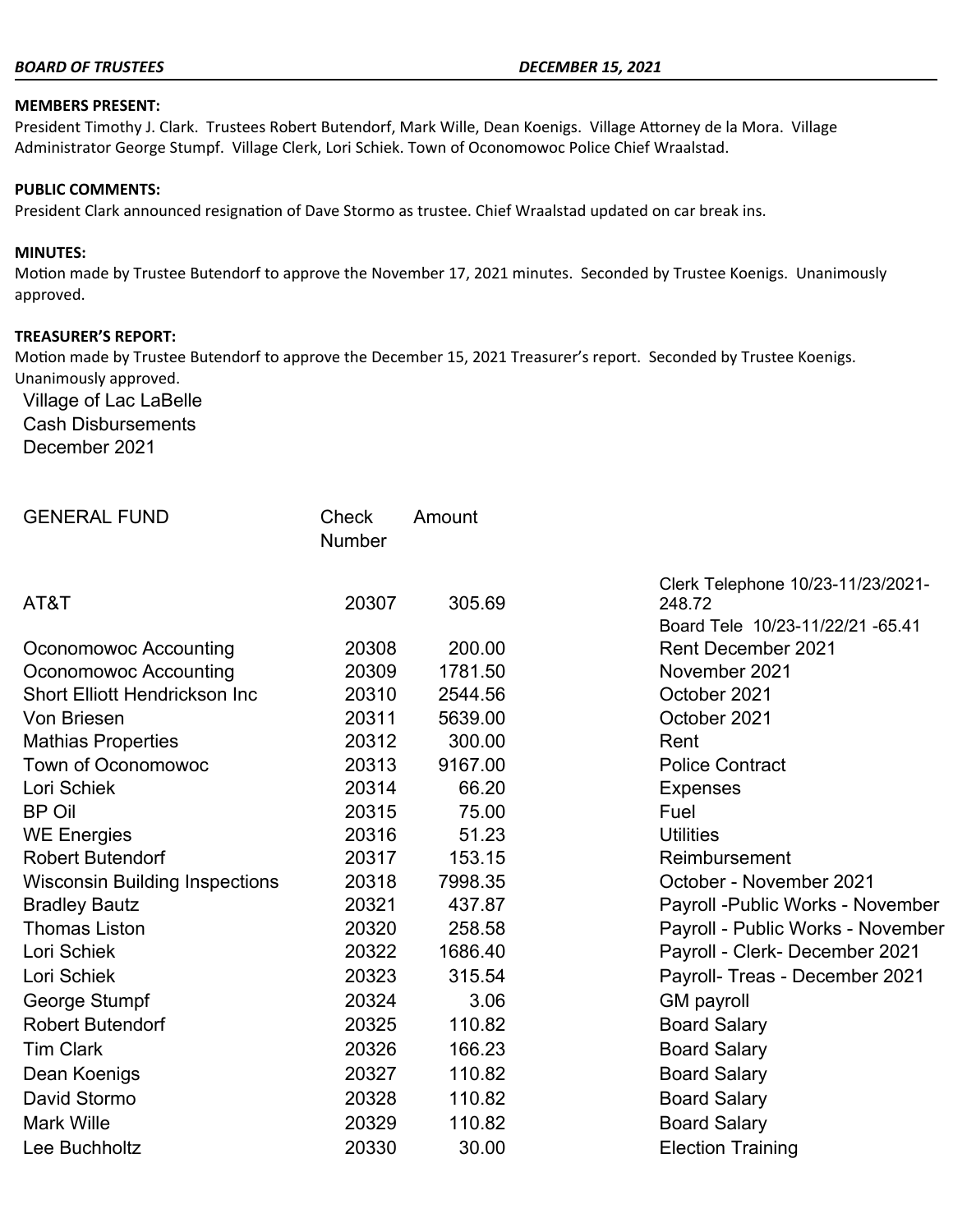**BOARD OF TRUSTEES** **DECEMBER 15, 2021**

**MEMBERS PRESENT:**
President Timothy J. Clark. Trustees Robert Butendorf, Mark Wille, Dean Koenigs. Village Attorney de la Mora. Village Administrator George Stumpf. Village Clerk, Lori Schiek. Town of Oconomowoc Police Chief Wraalstad.

**PUBLIC COMMENTS:**
President Clark announced resignation of Dave Stormo as trustee. Chief Wraalstad updated on car break ins.

**MINUTES:**
Motion made by Trustee Butendorf to approve the November 17, 2021 minutes. Seconded by Trustee Koenigs. Unanimously approved.

**TREASURER'S REPORT:**
Motion made by Trustee Butendorf to approve the December 15, 2021 Treasurer's report. Seconded by Trustee Koenigs. Unanimously approved.

Village of Lac LaBelle
Cash Disbursements
December 2021

| GENERAL FUND | Check Number | Amount | |
|---|---|---|---|
| AT&T | 20307 | 305.69 | Clerk Telephone 10/23-11/23/2021-248.72<br>Board Tele 10/23-11/22/21 -65.41 |
| Oconomowoc Accounting | 20308 | 200.00 | Rent December 2021 |
| Oconomowoc Accounting | 20309 | 1781.50 | November 2021 |
| Short Elliott Hendrickson Inc | 20310 | 2544.56 | October 2021 |
| Von Briesen | 20311 | 5639.00 | October 2021 |
| Mathias Properties | 20312 | 300.00 | Rent |
| Town of Oconomowoc | 20313 | 9167.00 | Police Contract |
| Lori Schiek | 20314 | 66.20 | Expenses |
| BP Oil | 20315 | 75.00 | Fuel |
| WE Energies | 20316 | 51.23 | Utilities |
| Robert Butendorf | 20317 | 153.15 | Reimbursement |
| Wisconsin Building Inspections | 20318 | 7998.35 | October - November 2021 |
| Bradley Bautz | 20321 | 437.87 | Payroll -Public Works - November |
| Thomas Liston | 20320 | 258.58 | Payroll - Public Works - November |
| Lori Schiek | 20322 | 1686.40 | Payroll - Clerk- December 2021 |
| Lori Schiek | 20323 | 315.54 | Payroll- Treas - December 2021 |
| George Stumpf | 20324 | 3.06 | GM payroll |
| Robert Butendorf | 20325 | 110.82 | Board Salary |
| Tim Clark | 20326 | 166.23 | Board Salary |
| Dean Koenigs | 20327 | 110.82 | Board Salary |
| David Stormo | 20328 | 110.82 | Board Salary |
| Mark Wille | 20329 | 110.82 | Board Salary |
| Lee Buchholtz | 20330 | 30.00 | Election Training |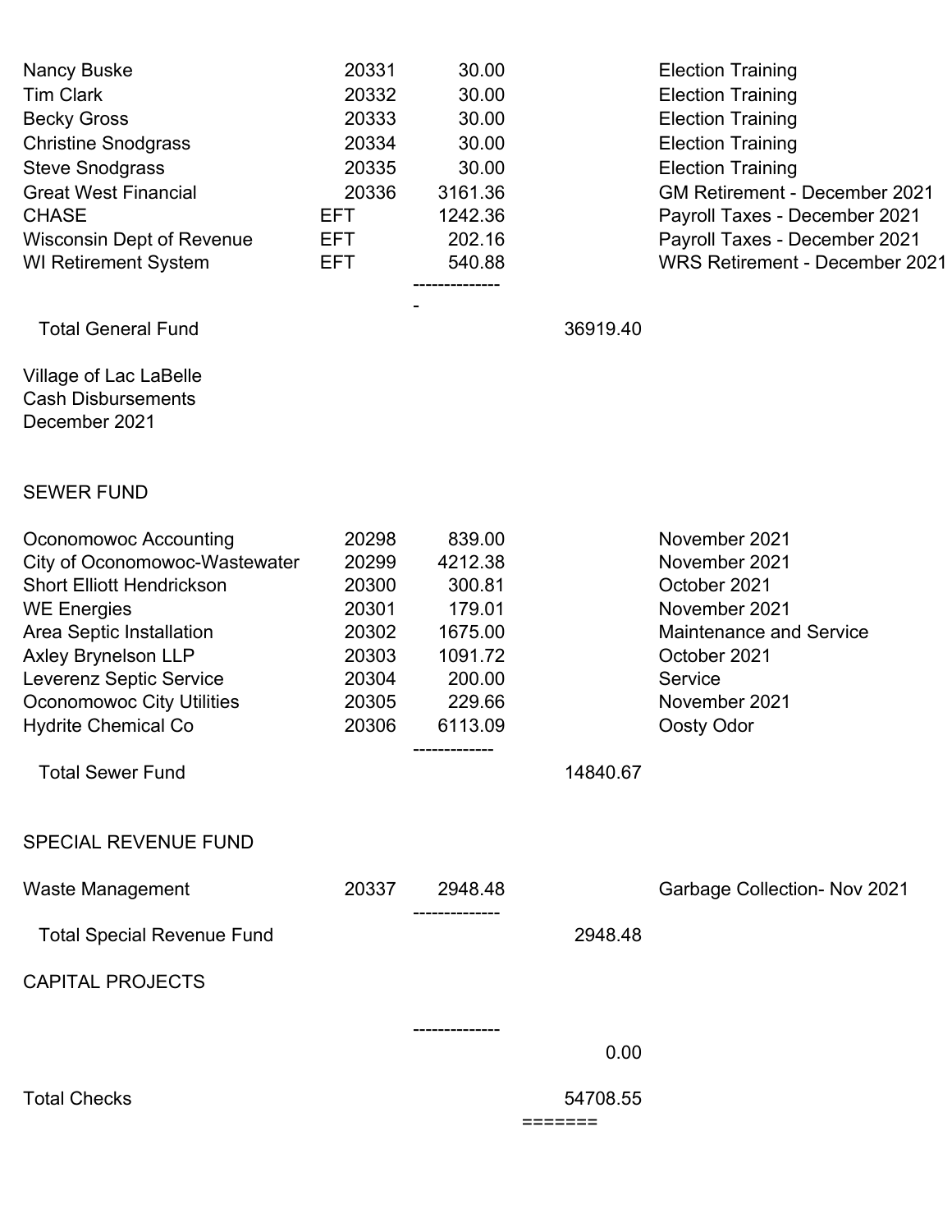| | | | | |
|---|---|---|---|---|
| Nancy Buske | 20331 | 30.00 | | Election Training |
| Tim Clark | 20332 | 30.00 | | Election Training |
| Becky Gross | 20333 | 30.00 | | Election Training |
| Christine Snodgrass | 20334 | 30.00 | | Election Training |
| Steve Snodgrass | 20335 | 30.00 | | Election Training |
| Great West Financial | 20336 | 3161.36 | | GM Retirement - December 2021 |
| CHASE | EFT | 1242.36 | | Payroll Taxes - December 2021 |
| Wisconsin Dept of Revenue | EFT | 202.16 | | Payroll Taxes - December 2021 |
| WI Retirement System | EFT | 540.88 | | WRS Retirement - December 2021 |
| | | -------------- - | | |
| Total General Fund | | | 36919.40 | |

Village of Lac LaBelle
Cash Disbursements
December 2021

SEWER FUND

| | | | | |
|---|---|---|---|---|
| Oconomowoc Accounting | 20298 | 839.00 | | November 2021 |
| City of Oconomowoc-Wastewater | 20299 | 4212.38 | | November 2021 |
| Short Elliott Hendrickson | 20300 | 300.81 | | October 2021 |
| WE Energies | 20301 | 179.01 | | November 2021 |
| Area Septic Installation | 20302 | 1675.00 | | Maintenance and Service |
| Axley Brynelson LLP | 20303 | 1091.72 | | October 2021 |
| Leverenz Septic Service | 20304 | 200.00 | | Service |
| Oconomowoc City Utilities | 20305 | 229.66 | | November 2021 |
| Hydrite Chemical Co | 20306 | 6113.09 | | Oosty Odor |
| | | ------------- | | |
| Total Sewer Fund | | | 14840.67 | |

SPECIAL REVENUE FUND

| | | | | |
|---|---|---|---|---|
| Waste Management | 20337 | 2948.48 | | Garbage Collection- Nov 2021 |
| | | -------------- | | |
| Total Special Revenue Fund | | | 2948.48 | |

CAPITAL PROJECTS

| | | | | |
|---|---|---|---|---|
| | | -------------- | | |
| | | | 0.00 | |
| Total Checks | | | 54708.55 | |
| | | | ======= | |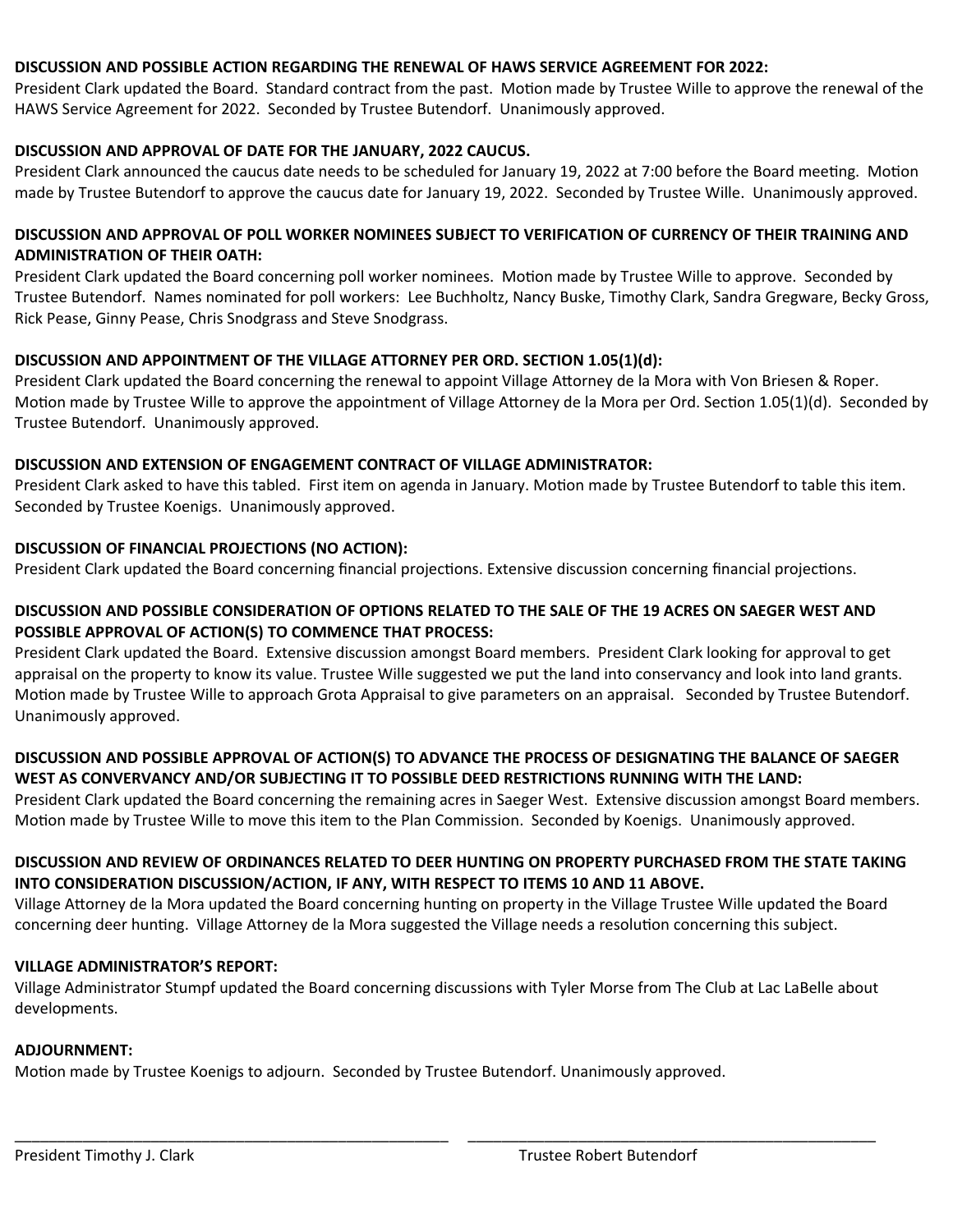**DISCUSSION AND POSSIBLE ACTION REGARDING THE RENEWAL OF HAWS SERVICE AGREEMENT FOR 2022:**
President Clark updated the Board. Standard contract from the past. Motion made by Trustee Wille to approve the renewal of the HAWS Service Agreement for 2022. Seconded by Trustee Butendorf. Unanimously approved.

**DISCUSSION AND APPROVAL OF DATE FOR THE JANUARY, 2022 CAUCUS.**
President Clark announced the caucus date needs to be scheduled for January 19, 2022 at 7:00 before the Board meeting. Motion made by Trustee Butendorf to approve the caucus date for January 19, 2022. Seconded by Trustee Wille. Unanimously approved.

**DISCUSSION AND APPROVAL OF POLL WORKER NOMINEES SUBJECT TO VERIFICATION OF CURRENCY OF THEIR TRAINING AND ADMINISTRATION OF THEIR OATH:**
President Clark updated the Board concerning poll worker nominees. Motion made by Trustee Wille to approve. Seconded by Trustee Butendorf. Names nominated for poll workers: Lee Buchholtz, Nancy Buske, Timothy Clark, Sandra Gregware, Becky Gross, Rick Pease, Ginny Pease, Chris Snodgrass and Steve Snodgrass.

**DISCUSSION AND APPOINTMENT OF THE VILLAGE ATTORNEY PER ORD. SECTION 1.05(1)(d):**
President Clark updated the Board concerning the renewal to appoint Village Attorney de la Mora with Von Briesen & Roper. Motion made by Trustee Wille to approve the appointment of Village Attorney de la Mora per Ord. Section 1.05(1)(d). Seconded by Trustee Butendorf. Unanimously approved.

**DISCUSSION AND EXTENSION OF ENGAGEMENT CONTRACT OF VILLAGE ADMINISTRATOR:**
President Clark asked to have this tabled. First item on agenda in January. Motion made by Trustee Butendorf to table this item. Seconded by Trustee Koenigs. Unanimously approved.

**DISCUSSION OF FINANCIAL PROJECTIONS (NO ACTION):**
President Clark updated the Board concerning financial projections. Extensive discussion concerning financial projections.

**DISCUSSION AND POSSIBLE CONSIDERATION OF OPTIONS RELATED TO THE SALE OF THE 19 ACRES ON SAEGER WEST AND POSSIBLE APPROVAL OF ACTION(S) TO COMMENCE THAT PROCESS:**
President Clark updated the Board. Extensive discussion amongst Board members. President Clark looking for approval to get appraisal on the property to know its value. Trustee Wille suggested we put the land into conservancy and look into land grants. Motion made by Trustee Wille to approach Grota Appraisal to give parameters on an appraisal. Seconded by Trustee Butendorf. Unanimously approved.

**DISCUSSION AND POSSIBLE APPROVAL OF ACTION(S) TO ADVANCE THE PROCESS OF DESIGNATING THE BALANCE OF SAEGER WEST AS CONVERVANCY AND/OR SUBJECTING IT TO POSSIBLE DEED RESTRICTIONS RUNNING WITH THE LAND:**
President Clark updated the Board concerning the remaining acres in Saeger West. Extensive discussion amongst Board members. Motion made by Trustee Wille to move this item to the Plan Commission. Seconded by Koenigs. Unanimously approved.

**DISCUSSION AND REVIEW OF ORDINANCES RELATED TO DEER HUNTING ON PROPERTY PURCHASED FROM THE STATE TAKING INTO CONSIDERATION DISCUSSION/ACTION, IF ANY, WITH RESPECT TO ITEMS 10 AND 11 ABOVE.**
Village Attorney de la Mora updated the Board concerning hunting on property in the Village Trustee Wille updated the Board concerning deer hunting. Village Attorney de la Mora suggested the Village needs a resolution concerning this subject.

**VILLAGE ADMINISTRATOR'S REPORT:**
Village Administrator Stumpf updated the Board concerning discussions with Tyler Morse from The Club at Lac LaBelle about developments.

**ADJOURNMENT:**
Motion made by Trustee Koenigs to adjourn. Seconded by Trustee Butendorf. Unanimously approved.

_______________________________________________ _______________________________________________

President Timothy J. Clark Trustee Robert Butendorf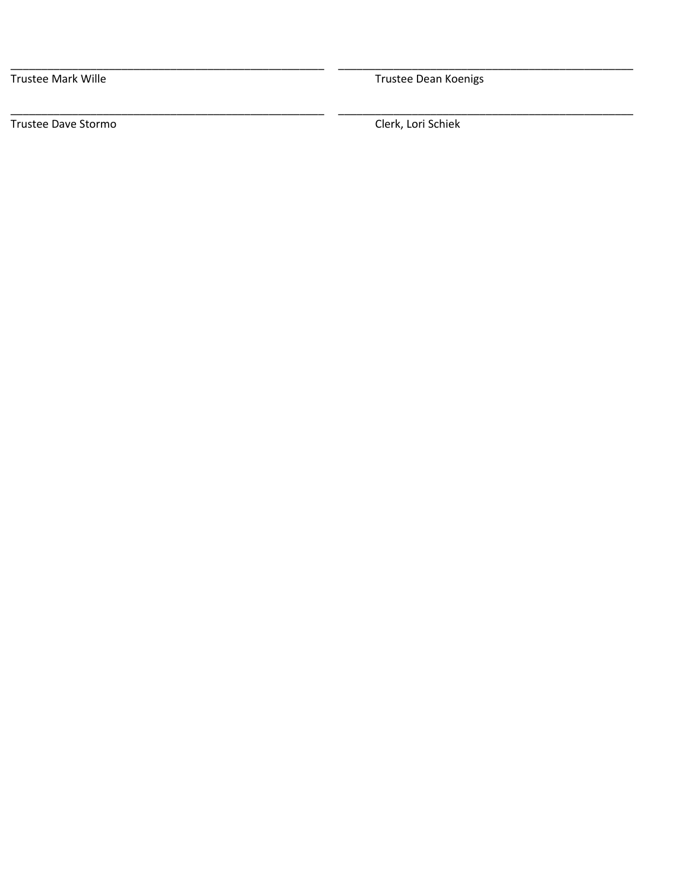\_\_\_\_\_\_\_\_\_\_\_\_\_\_\_\_\_\_\_\_\_\_\_\_\_\_\_\_\_\_\_\_\_\_\_\_\_\_\_\_\_\_\_\_\_\_\_\_ \_\_\_\_\_\_\_\_\_\_\_\_\_\_\_\_\_\_\_\_\_\_\_\_\_\_\_\_\_\_\_\_\_\_\_\_\_\_\_\_\_\_\_\_\_\_\_\_

Trustee Mark Wille                                                    Trustee Dean Koenigs

\_\_\_\_\_\_\_\_\_\_\_\_\_\_\_\_\_\_\_\_\_\_\_\_\_\_\_\_\_\_\_\_\_\_\_\_\_\_\_\_\_\_\_\_\_\_\_\_ \_\_\_\_\_\_\_\_\_\_\_\_\_\_\_\_\_\_\_\_\_\_\_\_\_\_\_\_\_\_\_\_\_\_\_\_\_\_\_\_\_\_\_\_\_\_\_\_

Trustee Dave Stormo                                                  Clerk, Lori Schiek